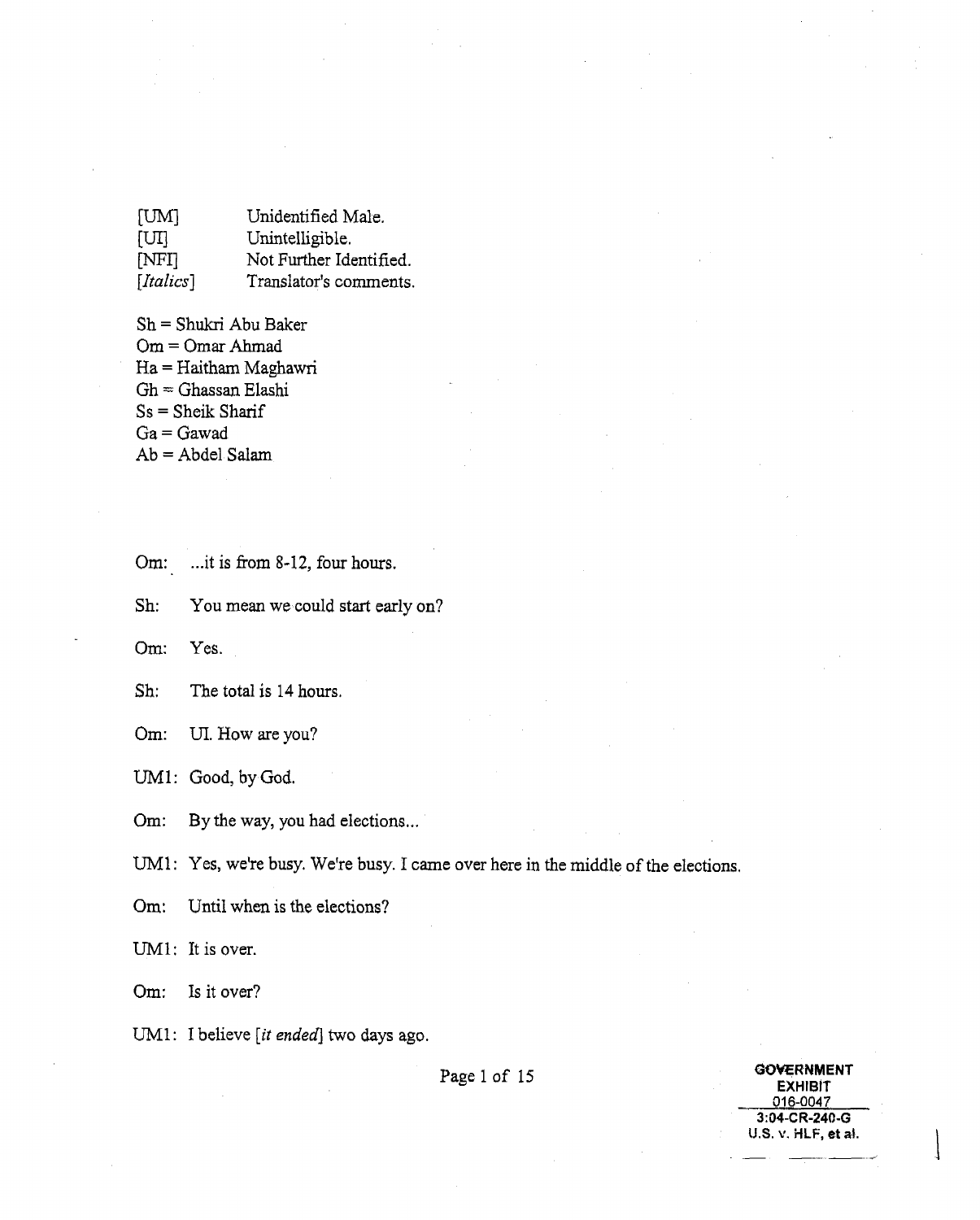| | |
|---|---|
| [UM] | Unidentified Male. |
| [UI] | Unintelligible. |
| [NFI] | Not Further Identified. |
| [*Italics*] | Translator's comments. |

Sh = Shukri Abu Baker
Om = Omar Ahmad
Ha = Haitham Maghawri
Gh = Ghassan Elashi
Ss = Sheik Sharif
Ga = Gawad
Ab = Abdel Salam

Om: ...it is from 8-12, four hours.

Sh: You mean we could start early on?

Om: Yes.

Sh: The total is 14 hours.

Om: UI. How are you?

UM1: Good, by God.

Om: By the way, you had elections...

UM1: Yes, we're busy. We're busy. I came over here in the middle of the elections.

Om: Until when is the elections?

UM1: It is over.

Om: Is it over?

UM1: I believe [*it ended*] two days ago.

GOVERNMENT EXHIBIT 016-0047
3:04-CR-240-G
U.S. v. HLF, et al.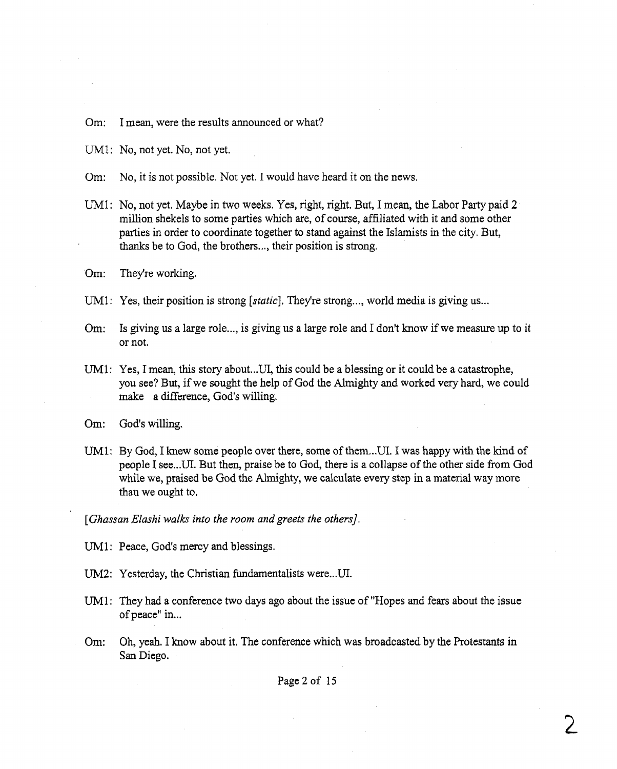Om: I mean, were the results announced or what?

UM1: No, not yet. No, not yet.

Om: No, it is not possible. Not yet. I would have heard it on the news.

UM1: No, not yet. Maybe in two weeks. Yes, right, right. But, I mean, the Labor Party paid 2 million shekels to some parties which are, of course, affiliated with it and some other parties in order to coordinate together to stand against the Islamists in the city. But, thanks be to God, the brothers..., their position is strong.

Om: They're working.

UM1: Yes, their position is strong *[static]*. They're strong..., world media is giving us...

Om: Is giving us a large role..., is giving us a large role and I don't know if we measure up to it or not.

UM1: Yes, I mean, this story about...UI, this could be a blessing or it could be a catastrophe, you see? But, if we sought the help of God the Almighty and worked very hard, we could make a difference, God's willing.

Om: God's willing.

UM1: By God, I knew some people over there, some of them...UI. I was happy with the kind of people I see...UI. But then, praise be to God, there is a collapse of the other side from God while we, praised be God the Almighty, we calculate every step in a material way more than we ought to.

*[Ghassan Elashi walks into the room and greets the others]*.

UM1: Peace, God's mercy and blessings.

UM2: Yesterday, the Christian fundamentalists were...UI.

UM1: They had a conference two days ago about the issue of "Hopes and fears about the issue of peace" in...

Om: Oh, yeah. I know about it. The conference which was broadcasted by the Protestants in San Diego.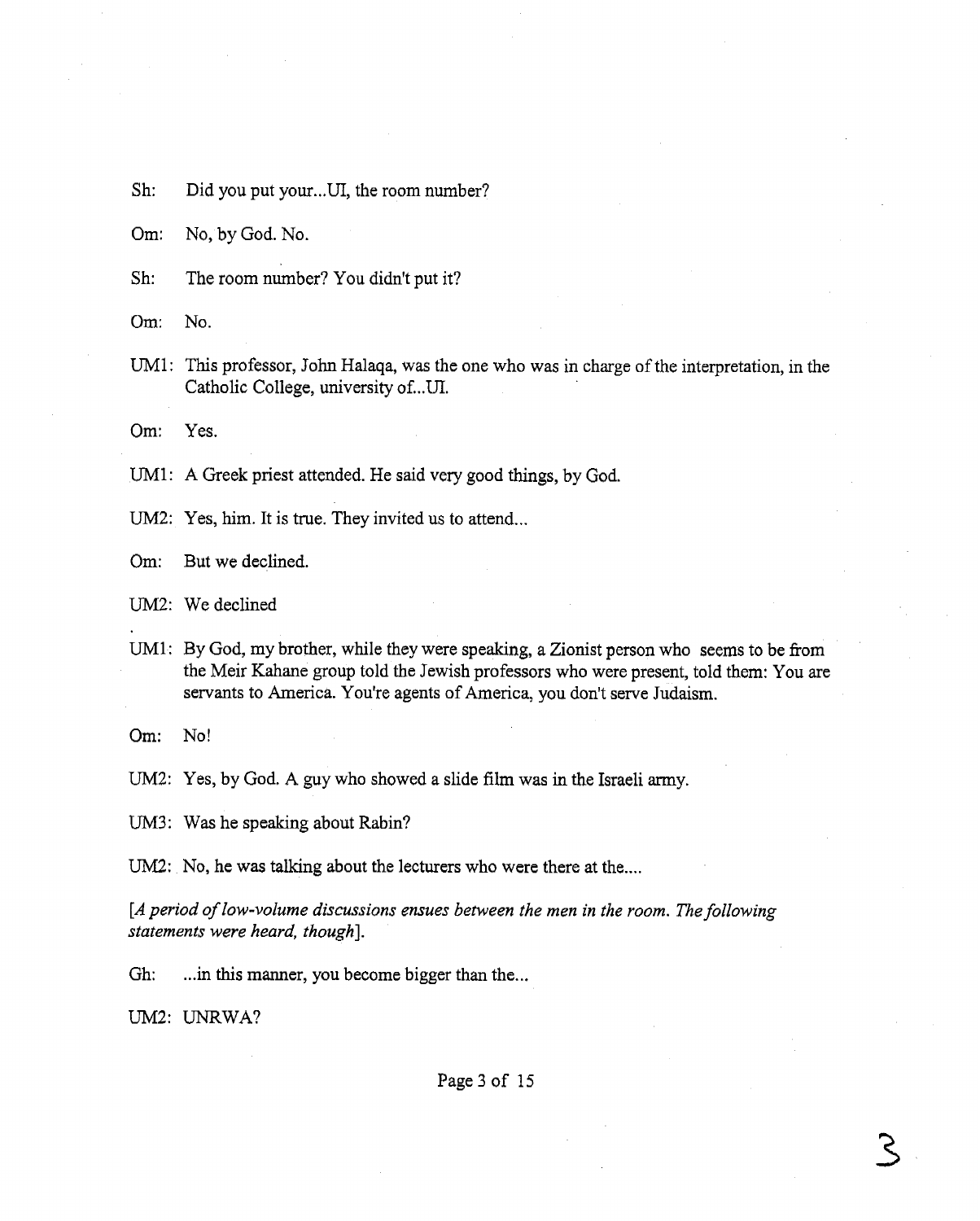Sh: Did you put your...UI, the room number?

Om: No, by God. No.

Sh: The room number? You didn't put it?

Om: No.

UM1: This professor, John Halaqa, was the one who was in charge of the interpretation, in the Catholic College, university of...UI.

Om: Yes.

UM1: A Greek priest attended. He said very good things, by God.

UM2: Yes, him. It is true. They invited us to attend...

Om: But we declined.

UM2: We declined

UM1: By God, my brother, while they were speaking, a Zionist person who seems to be from the Meir Kahane group told the Jewish professors who were present, told them: You are servants to America. You're agents of America, you don't serve Judaism.

Om: No!

UM2: Yes, by God. A guy who showed a slide film was in the Israeli army.

UM3: Was he speaking about Rabin?

UM2: No, he was talking about the lecturers who were there at the....

[*A period of low-volume discussions ensues between the men in the room. The following statements were heard, though*].

Gh: ...in this manner, you become bigger than the...

UM2: UNRWA?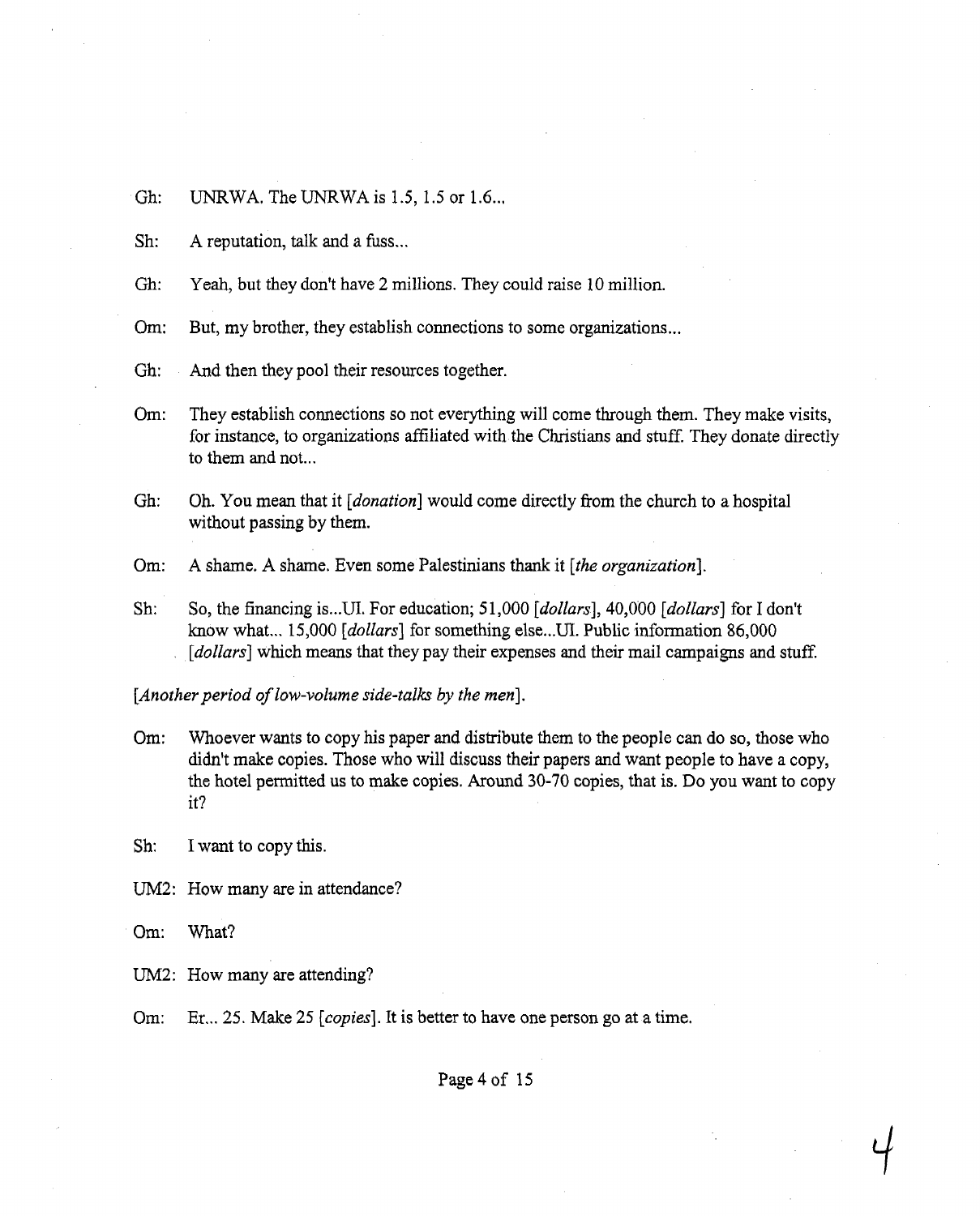Gh: UNRWA. The UNRWA is 1.5, 1.5 or 1.6...

Sh: A reputation, talk and a fuss...

Gh: Yeah, but they don't have 2 millions. They could raise 10 million.

Om: But, my brother, they establish connections to some organizations...

Gh: And then they pool their resources together.

Om: They establish connections so not everything will come through them. They make visits, for instance, to organizations affiliated with the Christians and stuff. They donate directly to them and not...

Gh: Oh. You mean that it *[donation]* would come directly from the church to a hospital without passing by them.

Om: A shame. A shame. Even some Palestinians thank it *[the organization]*.

Sh: So, the financing is...UI. For education; 51,000 *[dollars]*, 40,000 *[dollars]* for I don't know what... 15,000 *[dollars]* for something else...UI. Public information 86,000 *[dollars]* which means that they pay their expenses and their mail campaigns and stuff.

*[Another period of low-volume side-talks by the men]*.

Om: Whoever wants to copy his paper and distribute them to the people can do so, those who didn't make copies. Those who will discuss their papers and want people to have a copy, the hotel permitted us to make copies. Around 30-70 copies, that is. Do you want to copy it?

Sh: I want to copy this.

UM2: How many are in attendance?

Om: What?

UM2: How many are attending?

Om: Er... 25. Make 25 *[copies]*. It is better to have one person go at a time.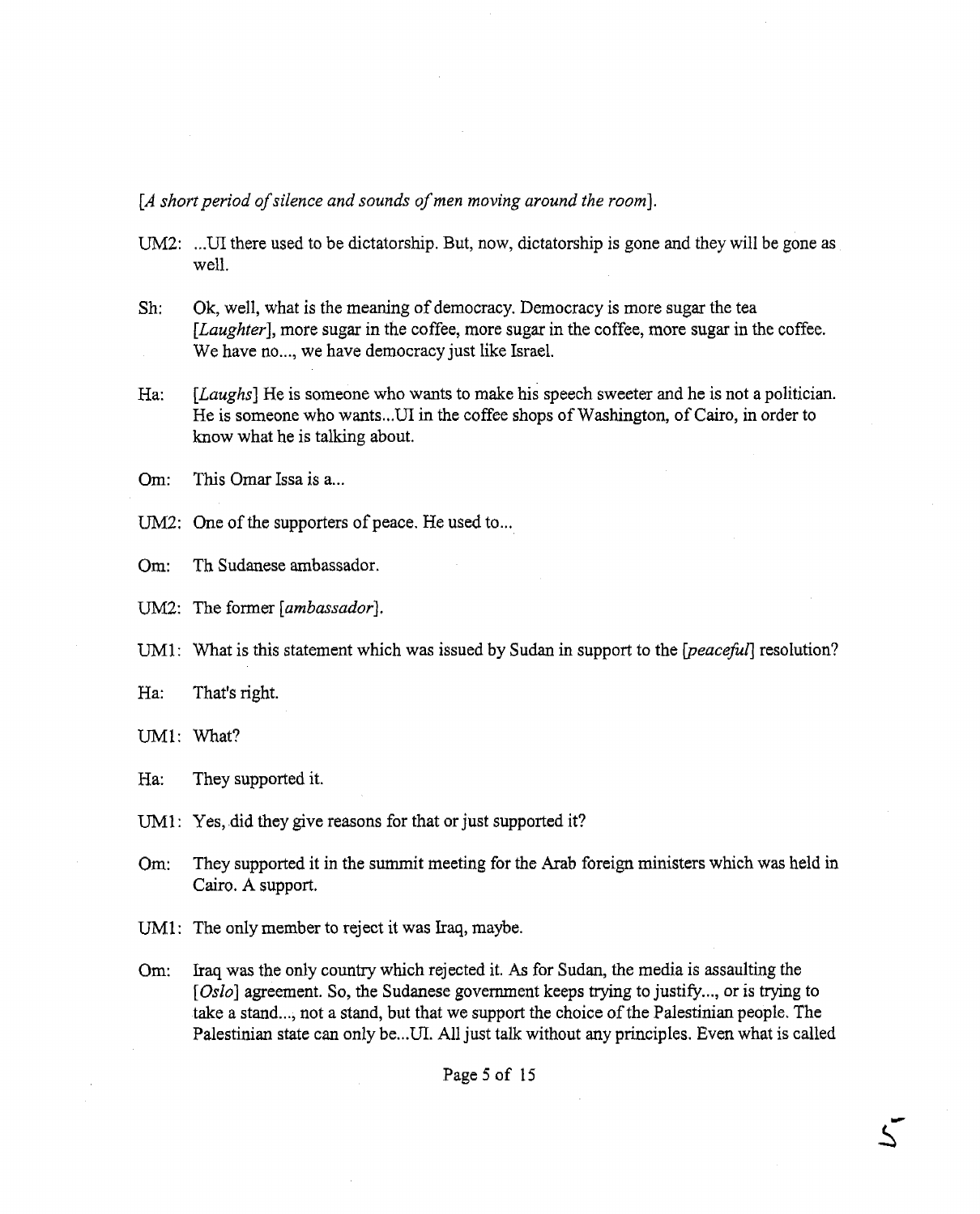*[A short period of silence and sounds of men moving around the room].*

UM2: ...UI there used to be dictatorship. But, now, dictatorship is gone and they will be gone as well.

Sh: Ok, well, what is the meaning of democracy. Democracy is more sugar the tea *[Laughter]*, more sugar in the coffee, more sugar in the coffee, more sugar in the coffee. We have no..., we have democracy just like Israel.

Ha: *[Laughs]* He is someone who wants to make his speech sweeter and he is not a politician. He is someone who wants...UI in the coffee shops of Washington, of Cairo, in order to know what he is talking about.

Om: This Omar Issa is a...

UM2: One of the supporters of peace. He used to...

Om: Th Sudanese ambassador.

UM2: The former *[ambassador]*.

UM1: What is this statement which was issued by Sudan in support to the *[peaceful]* resolution?

Ha: That's right.

UM1: What?

Ha: They supported it.

UM1: Yes, did they give reasons for that or just supported it?

Om: They supported it in the summit meeting for the Arab foreign ministers which was held in Cairo. A support.

UM1: The only member to reject it was Iraq, maybe.

Om: Iraq was the only country which rejected it. As for Sudan, the media is assaulting the *[Oslo]* agreement. So, the Sudanese government keeps trying to justify..., or is trying to take a stand..., not a stand, but that we support the choice of the Palestinian people. The Palestinian state can only be...UI. All just talk without any principles. Even what is called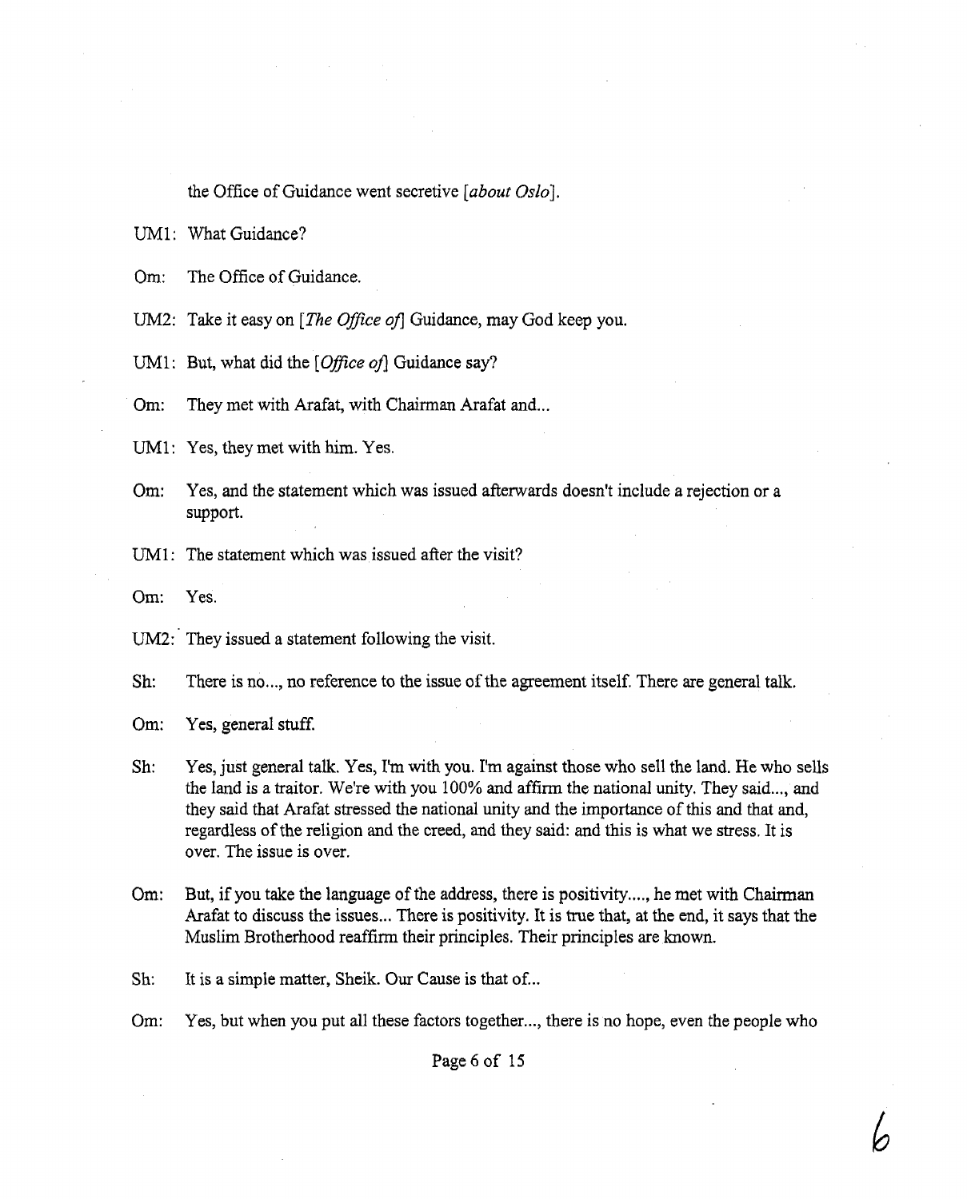the Office of Guidance went secretive [*about Oslo*].

UM1: What Guidance?

Om: The Office of Guidance.

UM2: Take it easy on [*The Office of*] Guidance, may God keep you.

UM1: But, what did the [*Office of*] Guidance say?

Om: They met with Arafat, with Chairman Arafat and...

UM1: Yes, they met with him. Yes.

Om: Yes, and the statement which was issued afterwards doesn't include a rejection or a support.

UM1: The statement which was issued after the visit?

Om: Yes.

UM2: They issued a statement following the visit.

Sh: There is no..., no reference to the issue of the agreement itself. There are general talk.

Om: Yes, general stuff.

Sh: Yes, just general talk. Yes, I'm with you. I'm against those who sell the land. He who sells the land is a traitor. We're with you 100% and affirm the national unity. They said..., and they said that Arafat stressed the national unity and the importance of this and that and, regardless of the religion and the creed, and they said: and this is what we stress. It is over. The issue is over.

Om: But, if you take the language of the address, there is positivity...., he met with Chairman Arafat to discuss the issues... There is positivity. It is true that, at the end, it says that the Muslim Brotherhood reaffirm their principles. Their principles are known.

Sh: It is a simple matter, Sheik. Our Cause is that of...

Om: Yes, but when you put all these factors together..., there is no hope, even the people who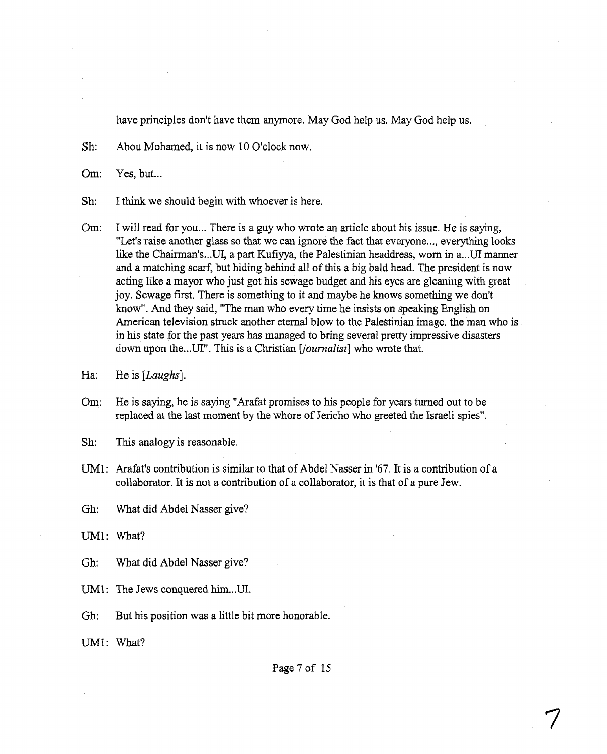have principles don't have them anymore. May God help us. May God help us.

Sh: Abou Mohamed, it is now 10 O'clock now.

Om: Yes, but...

Sh: I think we should begin with whoever is here.

Om: I will read for you... There is a guy who wrote an article about his issue. He is saying, "Let's raise another glass so that we can ignore the fact that everyone..., everything looks like the Chairman's...UI, a part Kufiyya, the Palestinian headdress, worn in a...UI manner and a matching scarf, but hiding behind all of this a big bald head. The president is now acting like a mayor who just got his sewage budget and his eyes are gleaning with great joy. Sewage first. There is something to it and maybe he knows something we don't know". And they said, "The man who every time he insists on speaking English on American television struck another eternal blow to the Palestinian image. the man who is in his state for the past years has managed to bring several pretty impressive disasters down upon the...UI". This is a Christian [*journalist*] who wrote that.

Ha: He is [*Laughs*].

Om: He is saying, he is saying "Arafat promises to his people for years turned out to be replaced at the last moment by the whore of Jericho who greeted the Israeli spies".

Sh: This analogy is reasonable.

UM1: Arafat's contribution is similar to that of Abdel Nasser in '67. It is a contribution of a collaborator. It is not a contribution of a collaborator, it is that of a pure Jew.

Gh: What did Abdel Nasser give?

UM1: What?

Gh: What did Abdel Nasser give?

UM1: The Jews conquered him...UI.

Gh: But his position was a little bit more honorable.

UM1: What?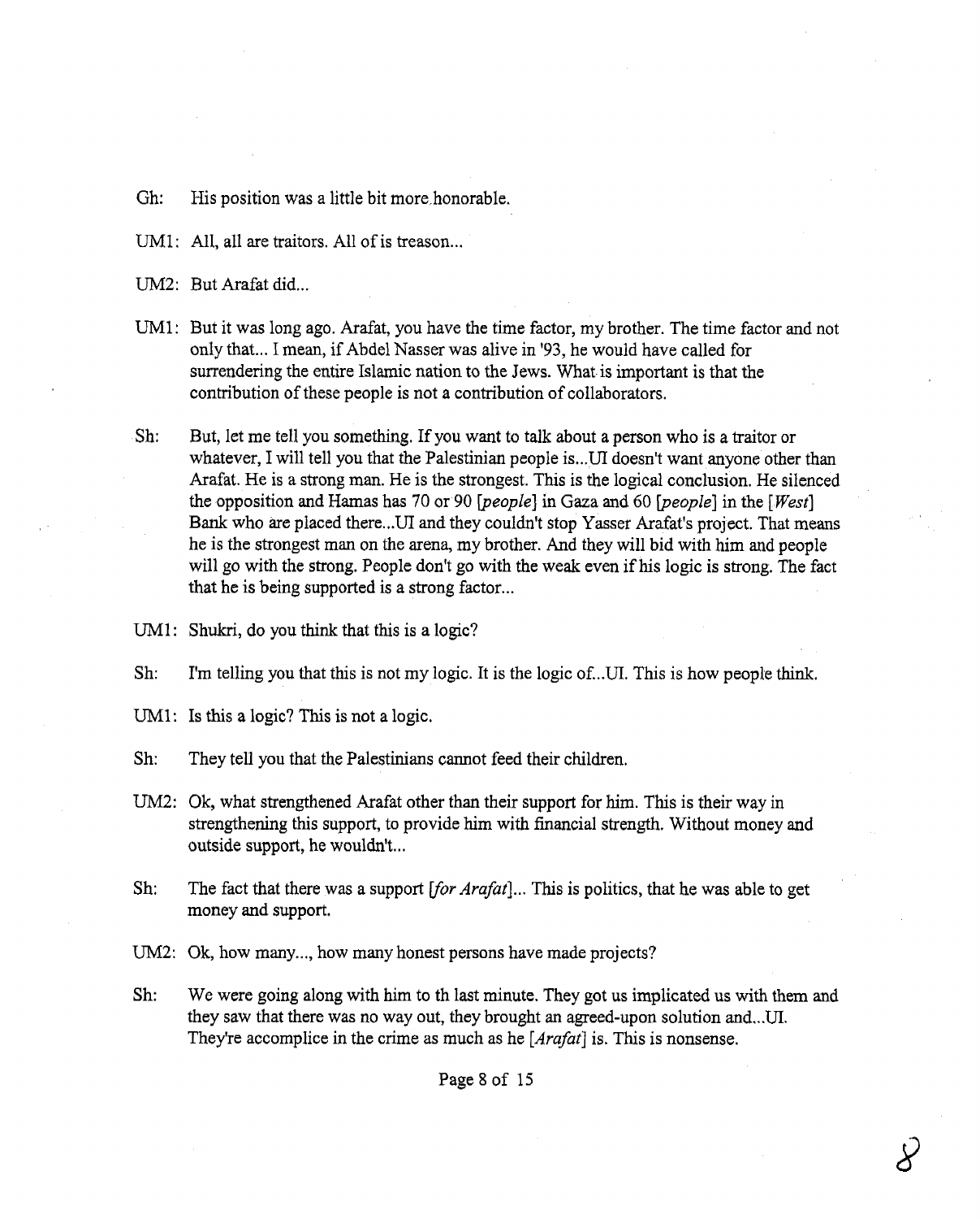Gh: His position was a little bit more honorable.

UM1: All, all are traitors. All of is treason...

UM2: But Arafat did...

UM1: But it was long ago. Arafat, you have the time factor, my brother. The time factor and not only that... I mean, if Abdel Nasser was alive in '93, he would have called for surrendering the entire Islamic nation to the Jews. What is important is that the contribution of these people is not a contribution of collaborators.

Sh: But, let me tell you something. If you want to talk about a person who is a traitor or whatever, I will tell you that the Palestinian people is...UI doesn't want anyone other than Arafat. He is a strong man. He is the strongest. This is the logical conclusion. He silenced the opposition and Hamas has 70 or 90 *[people]* in Gaza and 60 *[people]* in the *[West]* Bank who are placed there...UI and they couldn't stop Yasser Arafat's project. That means he is the strongest man on the arena, my brother. And they will bid with him and people will go with the strong. People don't go with the weak even if his logic is strong. The fact that he is being supported is a strong factor...

UM1: Shukri, do you think that this is a logic?

Sh: I'm telling you that this is not my logic. It is the logic of...UI. This is how people think.

UM1: Is this a logic? This is not a logic.

Sh: They tell you that the Palestinians cannot feed their children.

UM2: Ok, what strengthened Arafat other than their support for him. This is their way in strengthening this support, to provide him with financial strength. Without money and outside support, he wouldn't...

Sh: The fact that there was a support *[for Arafat]*... This is politics, that he was able to get money and support.

UM2: Ok, how many..., how many honest persons have made projects?

Sh: We were going along with him to th last minute. They got us implicated us with them and they saw that there was no way out, they brought an agreed-upon solution and...UI. They're accomplice in the crime as much as he *[Arafat]* is. This is nonsense.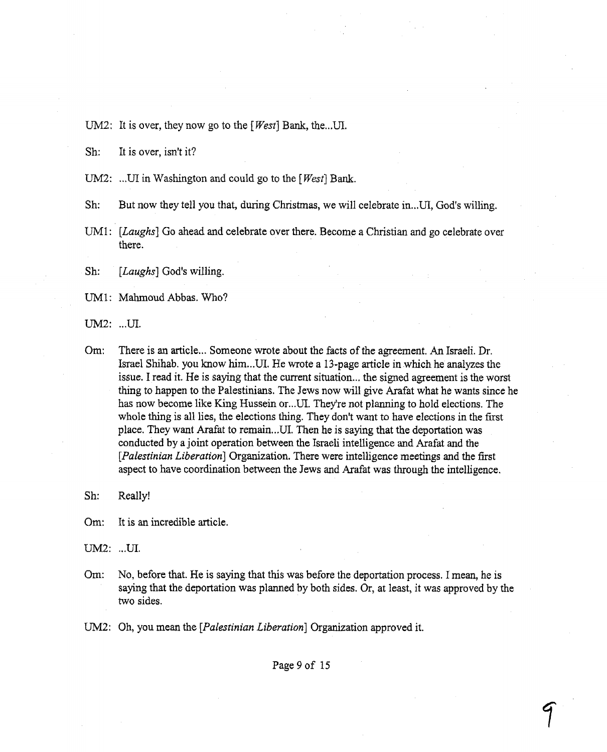UM2: It is over, they now go to the [*West*] Bank, the...UI.

Sh: It is over, isn't it?

UM2: ...UI in Washington and could go to the [*West*] Bank.

Sh: But now they tell you that, during Christmas, we will celebrate in...UI, God's willing.

UM1: [*Laughs*] Go ahead and celebrate over there. Become a Christian and go celebrate over there.

Sh: [*Laughs*] God's willing.

UM1: Mahmoud Abbas. Who?

UM2: ...UI.

Om: There is an article... Someone wrote about the facts of the agreement. An Israeli. Dr. Israel Shihab. you know him...UI. He wrote a 13-page article in which he analyzes the issue. I read it. He is saying that the current situation... the signed agreement is the worst thing to happen to the Palestinians. The Jews now will give Arafat what he wants since he has now become like King Hussein or...UI. They're not planning to hold elections. The whole thing is all lies, the elections thing. They don't want to have elections in the first place. They want Arafat to remain...UI. Then he is saying that the deportation was conducted by a joint operation between the Israeli intelligence and Arafat and the [*Palestinian Liberation*] Organization. There were intelligence meetings and the first aspect to have coordination between the Jews and Arafat was through the intelligence.

Sh: Really!

Om: It is an incredible article.

UM2: ...UI.

Om: No, before that. He is saying that this was before the deportation process. I mean, he is saying that the deportation was planned by both sides. Or, at least, it was approved by the two sides.

UM2: Oh, you mean the [*Palestinian Liberation*] Organization approved it.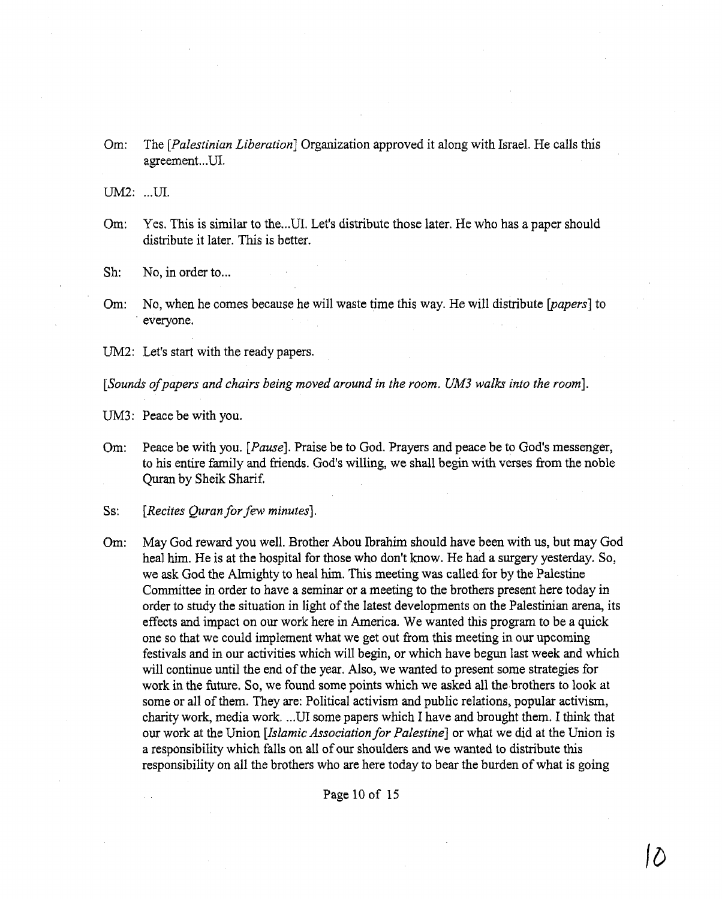Om: The *[Palestinian Liberation]* Organization approved it along with Israel. He calls this agreement...UI.

UM2: ...UI.

Om: Yes. This is similar to the...UI. Let's distribute those later. He who has a paper should distribute it later. This is better.

Sh: No, in order to...

Om: No, when he comes because he will waste time this way. He will distribute *[papers]* to everyone.

UM2: Let's start with the ready papers.

*[Sounds of papers and chairs being moved around in the room. UM3 walks into the room]*.

UM3: Peace be with you.

Om: Peace be with you. *[Pause]*. Praise be to God. Prayers and peace be to God's messenger, to his entire family and friends. God's willing, we shall begin with verses from the noble Quran by Sheik Sharif.

Ss: *[Recites Quran for few minutes]*.

Om: May God reward you well. Brother Abou Ibrahim should have been with us, but may God heal him. He is at the hospital for those who don't know. He had a surgery yesterday. So, we ask God the Almighty to heal him. This meeting was called for by the Palestine Committee in order to have a seminar or a meeting to the brothers present here today in order to study the situation in light of the latest developments on the Palestinian arena, its effects and impact on our work here in America. We wanted this program to be a quick one so that we could implement what we get out from this meeting in our upcoming festivals and in our activities which will begin, or which have begun last week and which will continue until the end of the year. Also, we wanted to present some strategies for work in the future. So, we found some points which we asked all the brothers to look at some or all of them. They are: Political activism and public relations, popular activism, charity work, media work. ...UI some papers which I have and brought them. I think that our work at the Union *[Islamic Association for Palestine]* or what we did at the Union is a responsibility which falls on all of our shoulders and we wanted to distribute this responsibility on all the brothers who are here today to bear the burden of what is going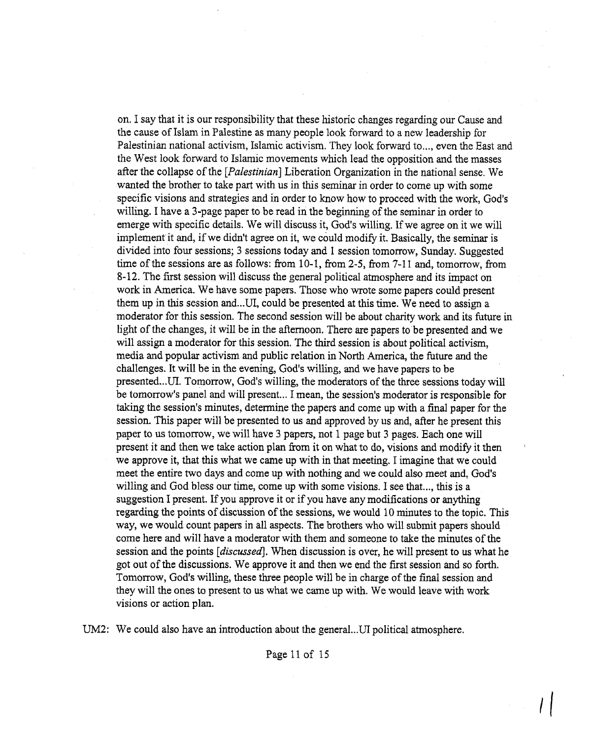on. I say that it is our responsibility that these historic changes regarding our Cause and the cause of Islam in Palestine as many people look forward to a new leadership for Palestinian national activism, Islamic activism. They look forward to..., even the East and the West look forward to Islamic movements which lead the opposition and the masses after the collapse of the *[Palestinian]* Liberation Organization in the national sense. We wanted the brother to take part with us in this seminar in order to come up with some specific visions and strategies and in order to know how to proceed with the work, God's willing. I have a 3-page paper to be read in the beginning of the seminar in order to emerge with specific details. We will discuss it, God's willing. If we agree on it we will implement it and, if we didn't agree on it, we could modify it. Basically, the seminar is divided into four sessions; 3 sessions today and 1 session tomorrow, Sunday. Suggested time of the sessions are as follows: from 10-1, from 2-5, from 7-11 and, tomorrow, from 8-12. The first session will discuss the general political atmosphere and its impact on work in America. We have some papers. Those who wrote some papers could present them up in this session and...UI, could be presented at this time. We need to assign a moderator for this session. The second session will be about charity work and its future in light of the changes, it will be in the afternoon. There are papers to be presented and we will assign a moderator for this session. The third session is about political activism, media and popular activism and public relation in North America, the future and the challenges. It will be in the evening, God's willing, and we have papers to be presented...UI. Tomorrow, God's willing, the moderators of the three sessions today will be tomorrow's panel and will present... I mean, the session's moderator is responsible for taking the session's minutes, determine the papers and come up with a final paper for the session. This paper will be presented to us and approved by us and, after he present this paper to us tomorrow, we will have 3 papers, not 1 page but 3 pages. Each one will present it and then we take action plan from it on what to do, visions and modify it then we approve it, that this what we came up with in that meeting. I imagine that we could meet the entire two days and come up with nothing and we could also meet and, God's willing and God bless our time, come up with some visions. I see that..., this is a suggestion I present. If you approve it or if you have any modifications or anything regarding the points of discussion of the sessions, we would 10 minutes to the topic. This way, we would count papers in all aspects. The brothers who will submit papers should come here and will have a moderator with them and someone to take the minutes of the session and the points *[discussed]*. When discussion is over, he will present to us what he got out of the discussions. We approve it and then we end the first session and so forth. Tomorrow, God's willing, these three people will be in charge of the final session and they will the ones to present to us what we came up with. We would leave with work visions or action plan.

UM2: We could also have an introduction about the general...UI political atmosphere.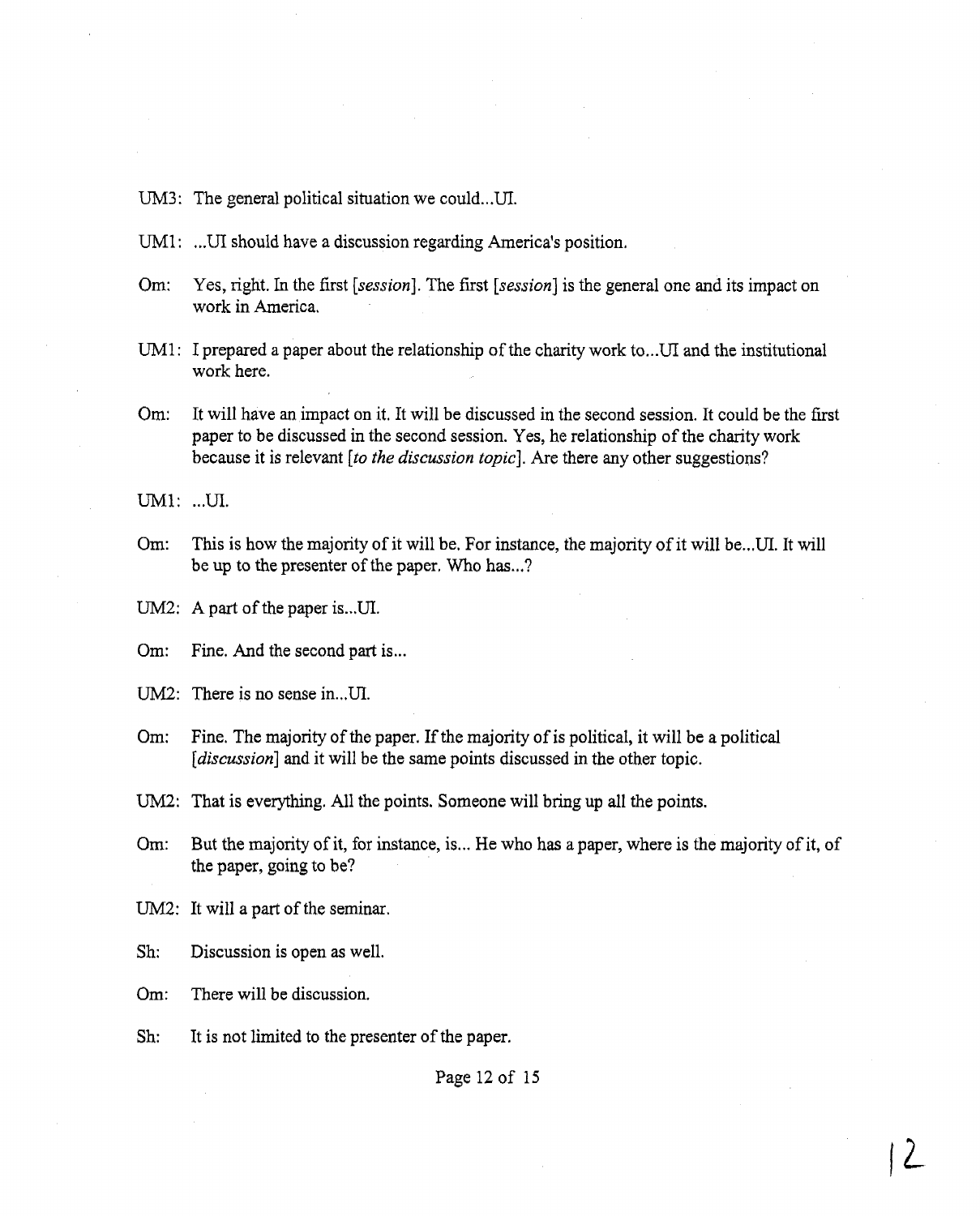UM3: The general political situation we could...UI.

UM1: ...UI should have a discussion regarding America's position.

Om: Yes, right. In the first [*session*]. The first [*session*] is the general one and its impact on work in America.

UM1: I prepared a paper about the relationship of the charity work to...UI and the institutional work here.

Om: It will have an impact on it. It will be discussed in the second session. It could be the first paper to be discussed in the second session. Yes, he relationship of the charity work because it is relevant [*to the discussion topic*]. Are there any other suggestions?

UM1: ...UI.

Om: This is how the majority of it will be. For instance, the majority of it will be...UI. It will be up to the presenter of the paper. Who has...?

UM2: A part of the paper is...UI.

Om: Fine. And the second part is...

UM2: There is no sense in...UI.

Om: Fine. The majority of the paper. If the majority of is political, it will be a political [*discussion*] and it will be the same points discussed in the other topic.

UM2: That is everything. All the points. Someone will bring up all the points.

Om: But the majority of it, for instance, is... He who has a paper, where is the majority of it, of the paper, going to be?

UM2: It will a part of the seminar.

Sh: Discussion is open as well.

Om: There will be discussion.

Sh: It is not limited to the presenter of the paper.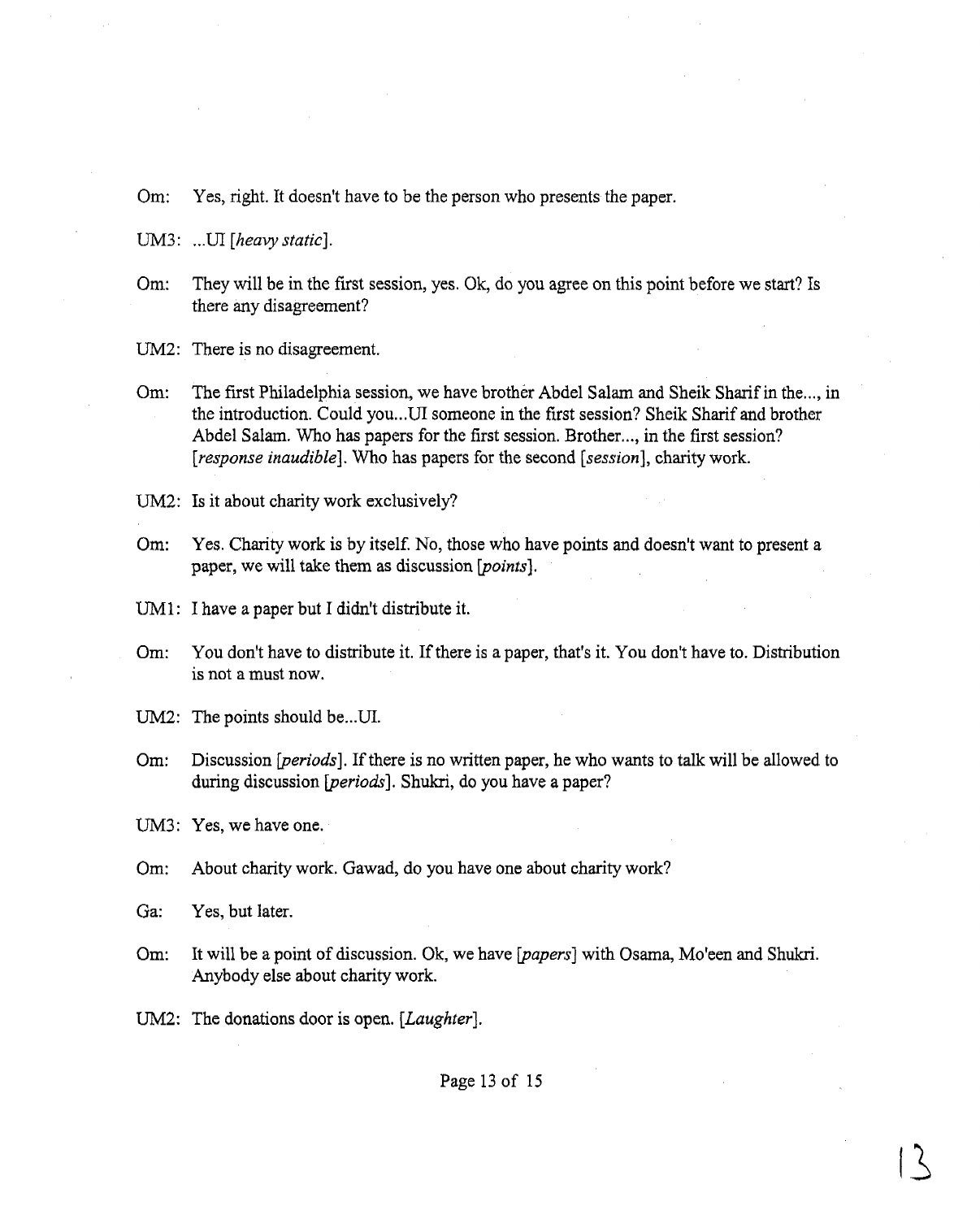Om: Yes, right. It doesn't have to be the person who presents the paper.

UM3: ...UI [*heavy static*].

Om: They will be in the first session, yes. Ok, do you agree on this point before we start? Is there any disagreement?

UM2: There is no disagreement.

Om: The first Philadelphia session, we have brother Abdel Salam and Sheik Sharif in the..., in the introduction. Could you...UI someone in the first session? Sheik Sharif and brother Abdel Salam. Who has papers for the first session. Brother..., in the first session? [*response inaudible*]. Who has papers for the second [*session*], charity work.

UM2: Is it about charity work exclusively?

Om: Yes. Charity work is by itself. No, those who have points and doesn't want to present a paper, we will take them as discussion [*points*].

UM1: I have a paper but I didn't distribute it.

Om: You don't have to distribute it. If there is a paper, that's it. You don't have to. Distribution is not a must now.

UM2: The points should be...UI.

Om: Discussion [*periods*]. If there is no written paper, he who wants to talk will be allowed to during discussion [*periods*]. Shukri, do you have a paper?

UM3: Yes, we have one.

Om: About charity work. Gawad, do you have one about charity work?

Ga: Yes, but later.

Om: It will be a point of discussion. Ok, we have [*papers*] with Osama, Mo'een and Shukri. Anybody else about charity work.

UM2: The donations door is open. [*Laughter*].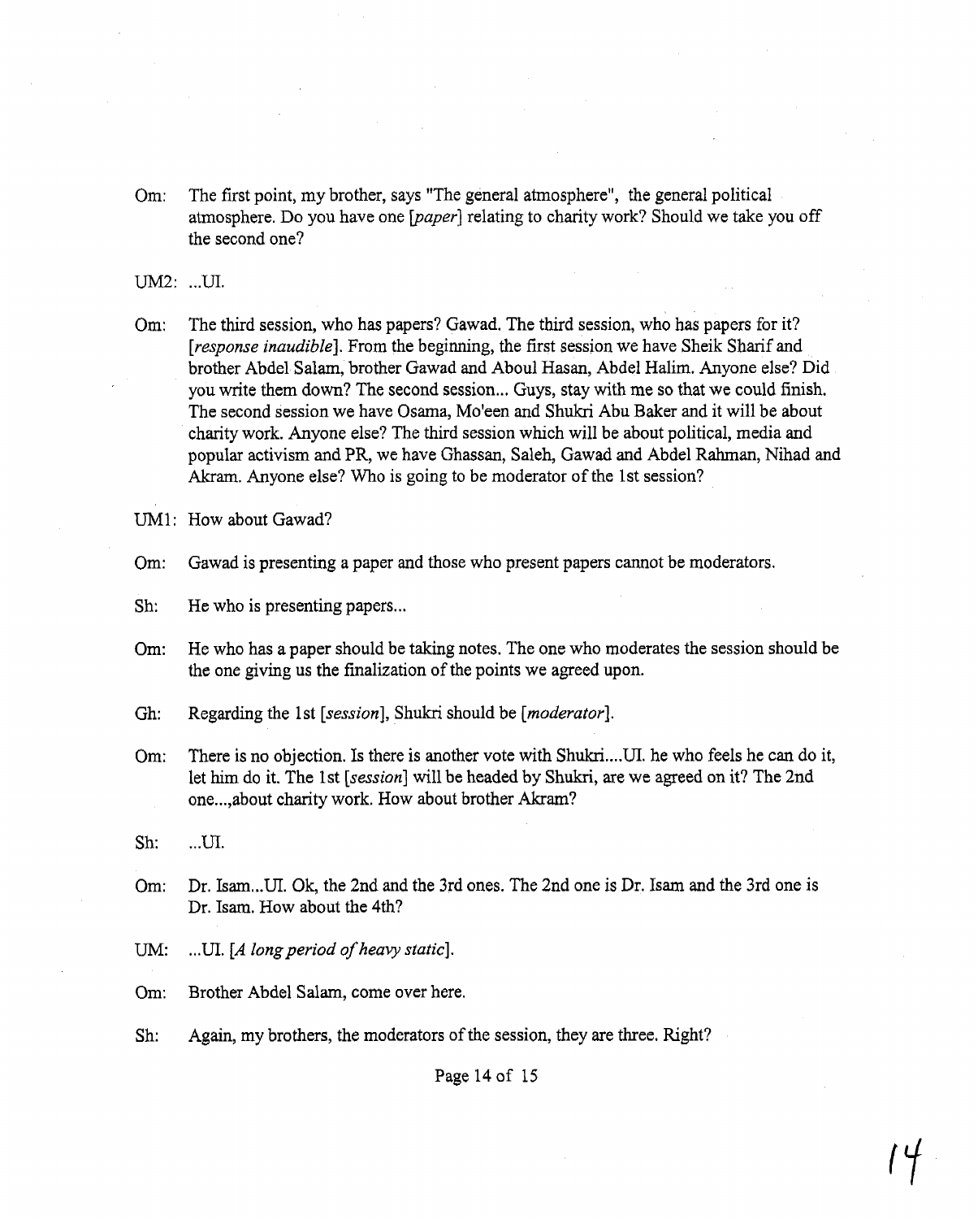Om: The first point, my brother, says "The general atmosphere", the general political atmosphere. Do you have one [*paper*] relating to charity work? Should we take you off the second one?

UM2: ...UI.

Om: The third session, who has papers? Gawad. The third session, who has papers for it? [*response inaudible*]. From the beginning, the first session we have Sheik Sharif and brother Abdel Salam, brother Gawad and Aboul Hasan, Abdel Halim. Anyone else? Did you write them down? The second session... Guys, stay with me so that we could finish. The second session we have Osama, Mo'een and Shukri Abu Baker and it will be about charity work. Anyone else? The third session which will be about political, media and popular activism and PR, we have Ghassan, Saleh, Gawad and Abdel Rahman, Nihad and Akram. Anyone else? Who is going to be moderator of the 1st session?

UM1: How about Gawad?

Om: Gawad is presenting a paper and those who present papers cannot be moderators.

Sh: He who is presenting papers...

Om: He who has a paper should be taking notes. The one who moderates the session should be the one giving us the finalization of the points we agreed upon.

Gh: Regarding the 1st [*session*], Shukri should be [*moderator*].

Om: There is no objection. Is there is another vote with Shukri....UI. he who feels he can do it, let him do it. The 1st [*session*] will be headed by Shukri, are we agreed on it? The 2nd one...,about charity work. How about brother Akram?

Sh: ...UI.

Om: Dr. Isam...UI. Ok, the 2nd and the 3rd ones. The 2nd one is Dr. Isam and the 3rd one is Dr. Isam. How about the 4th?

UM: ...UI. [*A long period of heavy static*].

Om: Brother Abdel Salam, come over here.

Sh: Again, my brothers, the moderators of the session, they are three. Right?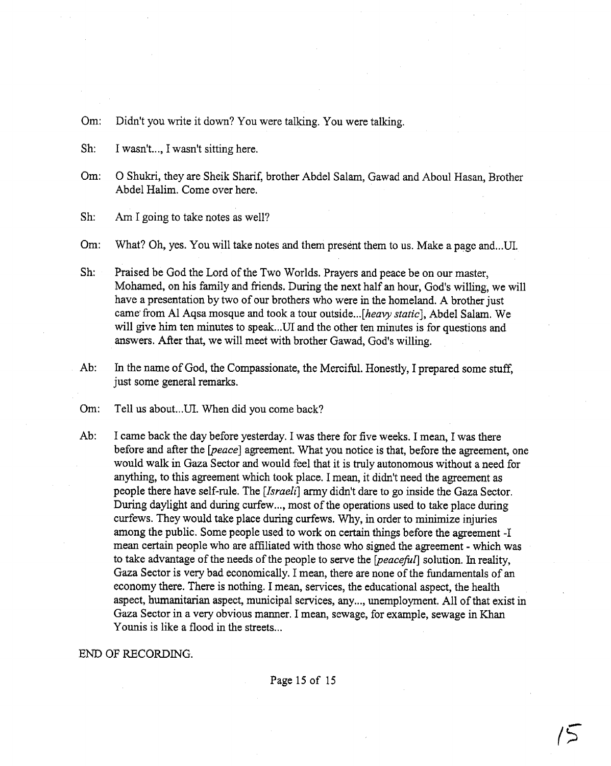Om: Didn't you write it down? You were talking. You were talking.

Sh: I wasn't..., I wasn't sitting here.

Om: O Shukri, they are Sheik Sharif, brother Abdel Salam, Gawad and Aboul Hasan, Brother Abdel Halim. Come over here.

Sh: Am I going to take notes as well?

Om: What? Oh, yes. You will take notes and them present them to us. Make a page and...UI.

Sh: Praised be God the Lord of the Two Worlds. Prayers and peace be on our master, Mohamed, on his family and friends. During the next half an hour, God's willing, we will have a presentation by two of our brothers who were in the homeland. A brother just came from Al Aqsa mosque and took a tour outside...[*heavy static*], Abdel Salam. We will give him ten minutes to speak...UI and the other ten minutes is for questions and answers. After that, we will meet with brother Gawad, God's willing.

Ab: In the name of God, the Compassionate, the Merciful. Honestly, I prepared some stuff, just some general remarks.

Om: Tell us about...UI. When did you come back?

Ab: I came back the day before yesterday. I was there for five weeks. I mean, I was there before and after the [*peace*] agreement. What you notice is that, before the agreement, one would walk in Gaza Sector and would feel that it is truly autonomous without a need for anything, to this agreement which took place. I mean, it didn't need the agreement as people there have self-rule. The [*Israeli*] army didn't dare to go inside the Gaza Sector. During daylight and during curfew..., most of the operations used to take place during curfews. They would take place during curfews. Why, in order to minimize injuries among the public. Some people used to work on certain things before the agreement -I mean certain people who are affiliated with those who signed the agreement - which was to take advantage of the needs of the people to serve the [*peaceful*] solution. In reality, Gaza Sector is very bad economically. I mean, there are none of the fundamentals of an economy there. There is nothing. I mean, services, the educational aspect, the health aspect, humanitarian aspect, municipal services, any..., unemployment. All of that exist in Gaza Sector in a very obvious manner. I mean, sewage, for example, sewage in Khan Younis is like a flood in the streets...

END OF RECORDING.